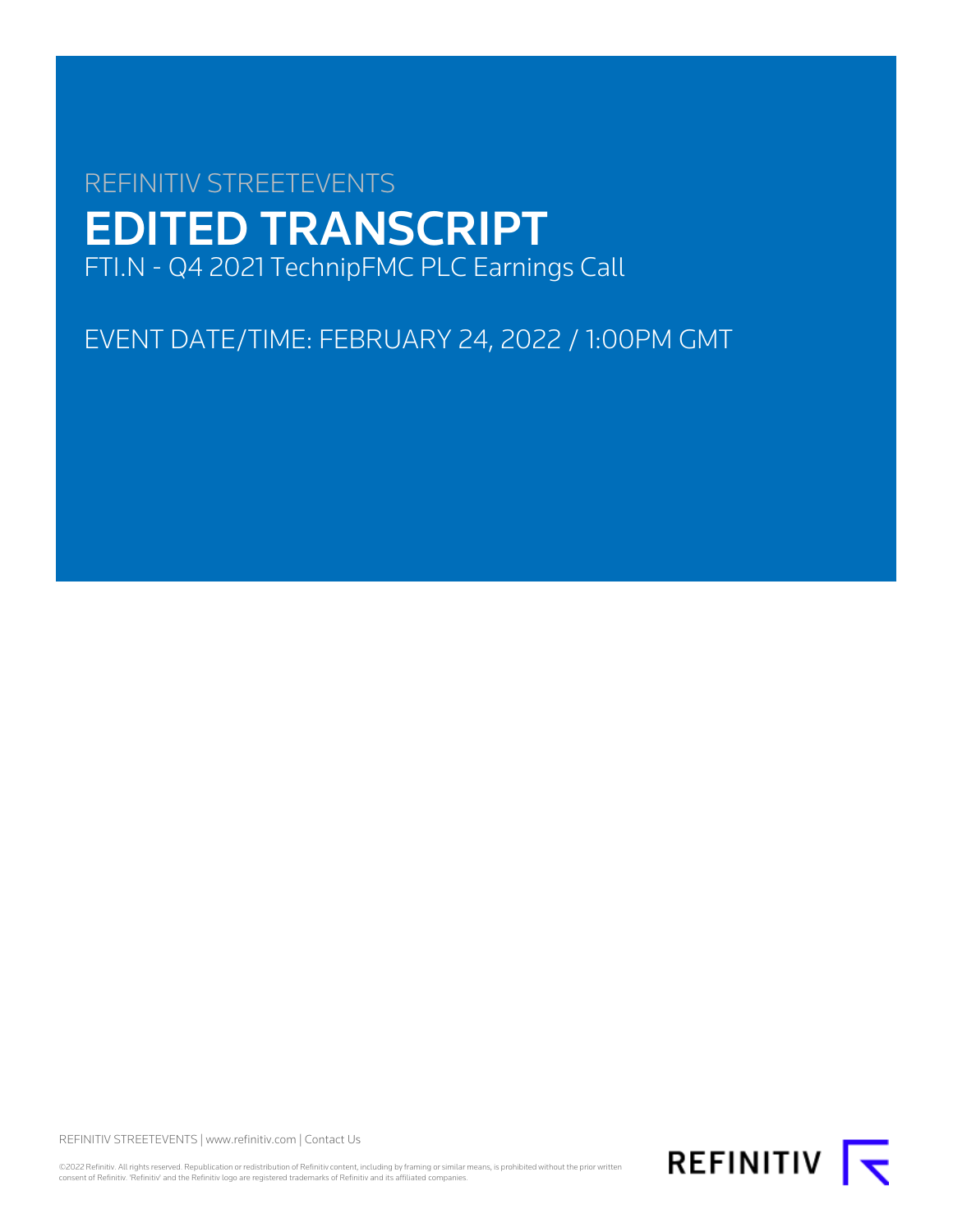REFINITIV STREETEVENTS

# EDITED TRANSCRIPT

FTI.N - Q4 2021 TechnipFMC PLC Earnings Call

EVENT DATE/TIME: FEBRUARY 24, 2022 / 1:00PM GMT

REFINITIV STREETEVENTS | www.refinitiv.com | Contact Us

©2022 Refinitiv. All rights reserved. Republication or redistribution of Refinitiv content, including by framing or similar means, is prohibited without the prior written consent of Refinitiv. 'Refinitiv' and the Refinitiv logo are registered trademarks of Refinitiv and its affiliated companies.

REFINITIV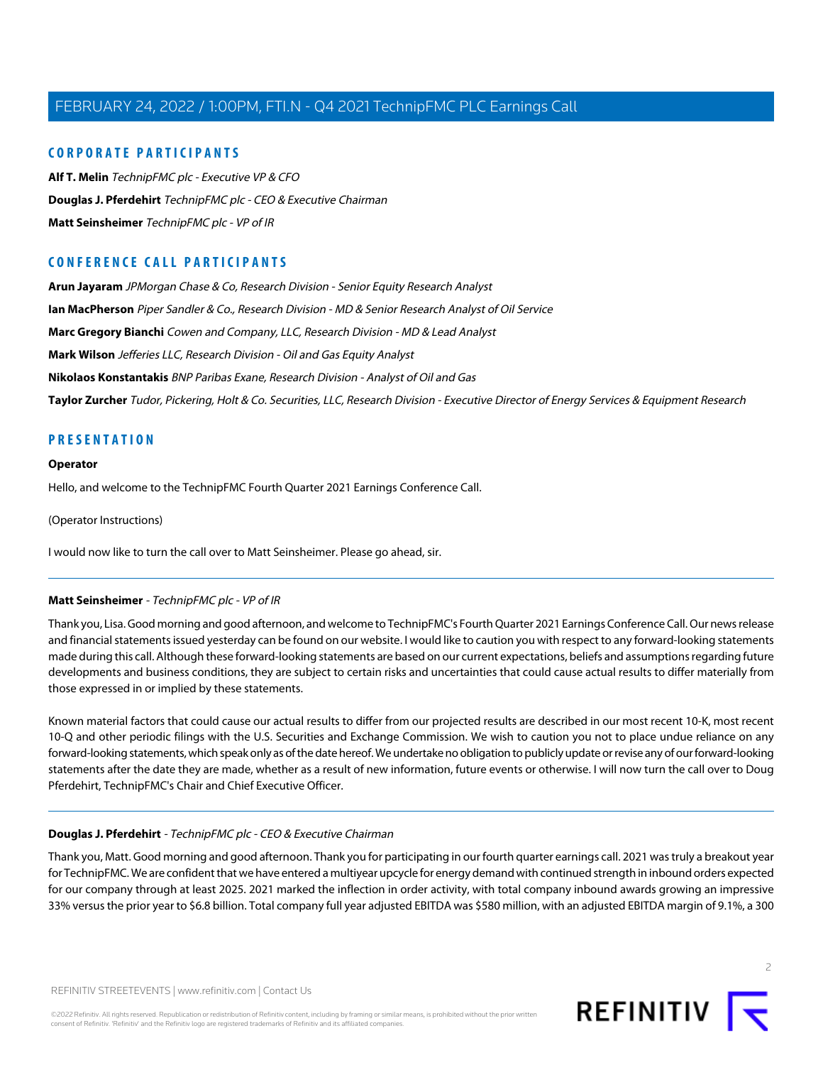## CORPORATE PARTICIPANTS

**Alf T. Melin** *TechnipFMC plc - Executive VP & CFO*

**Douglas J. Pferdehirt** *TechnipFMC plc - CEO & Executive Chairman*

**Matt Seinsheimer** *TechnipFMC plc - VP of IR*

## CONFERENCE CALL PARTICIPANTS

**Arun Jayaram** *JPMorgan Chase & Co, Research Division - Senior Equity Research Analyst*

**Ian MacPherson** *Piper Sandler & Co., Research Division - MD & Senior Research Analyst of Oil Service*

**Marc Gregory Bianchi** *Cowen and Company, LLC, Research Division - MD & Lead Analyst*

**Mark Wilson** *Jefferies LLC, Research Division - Oil and Gas Equity Analyst*

**Nikolaos Konstantakis** *BNP Paribas Exane, Research Division - Analyst of Oil and Gas*

**Taylor Zurcher** *Tudor, Pickering, Holt & Co. Securities, LLC, Research Division - Executive Director of Energy Services & Equipment Research*

## PRESENTATION

**Operator**

Hello, and welcome to the TechnipFMC Fourth Quarter 2021 Earnings Conference Call.

(Operator Instructions)

I would now like to turn the call over to Matt Seinsheimer. Please go ahead, sir.

---

**Matt Seinsheimer** - *TechnipFMC plc - VP of IR*

Thank you, Lisa. Good morning and good afternoon, and welcome to TechnipFMC's Fourth Quarter 2021 Earnings Conference Call. Our news release and financial statements issued yesterday can be found on our website. I would like to caution you with respect to any forward-looking statements made during this call. Although these forward-looking statements are based on our current expectations, beliefs and assumptions regarding future developments and business conditions, they are subject to certain risks and uncertainties that could cause actual results to differ materially from those expressed in or implied by these statements.

Known material factors that could cause our actual results to differ from our projected results are described in our most recent 10-K, most recent 10-Q and other periodic filings with the U.S. Securities and Exchange Commission. We wish to caution you not to place undue reliance on any forward-looking statements, which speak only as of the date hereof. We undertake no obligation to publicly update or revise any of our forward-looking statements after the date they are made, whether as a result of new information, future events or otherwise. I will now turn the call over to Doug Pferdehirt, TechnipFMC's Chair and Chief Executive Officer.

---

**Douglas J. Pferdehirt** - *TechnipFMC plc - CEO & Executive Chairman*

Thank you, Matt. Good morning and good afternoon. Thank you for participating in our fourth quarter earnings call. 2021 was truly a breakout year for TechnipFMC. We are confident that we have entered a multiyear upcycle for energy demand with continued strength in inbound orders expected for our company through at least 2025. 2021 marked the inflection in order activity, with total company inbound awards growing an impressive 33% versus the prior year to $6.8 billion. Total company full year adjusted EBITDA was $580 million, with an adjusted EBITDA margin of 9.1%, a 300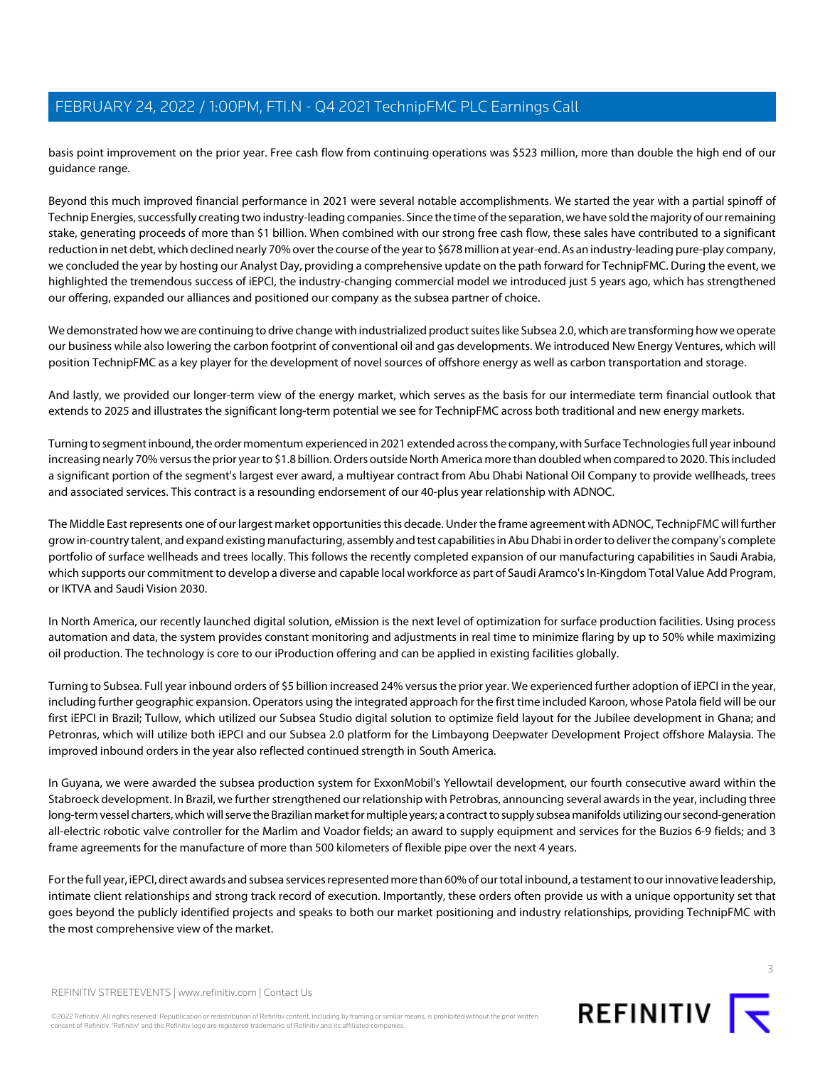basis point improvement on the prior year. Free cash flow from continuing operations was $523 million, more than double the high end of our guidance range.

Beyond this much improved financial performance in 2021 were several notable accomplishments. We started the year with a partial spinoff of Technip Energies, successfully creating two industry-leading companies. Since the time of the separation, we have sold the majority of our remaining stake, generating proceeds of more than $1 billion. When combined with our strong free cash flow, these sales have contributed to a significant reduction in net debt, which declined nearly 70% over the course of the year to $678 million at year-end. As an industry-leading pure-play company, we concluded the year by hosting our Analyst Day, providing a comprehensive update on the path forward for TechnipFMC. During the event, we highlighted the tremendous success of iEPCI, the industry-changing commercial model we introduced just 5 years ago, which has strengthened our offering, expanded our alliances and positioned our company as the subsea partner of choice.

We demonstrated how we are continuing to drive change with industrialized product suites like Subsea 2.0, which are transforming how we operate our business while also lowering the carbon footprint of conventional oil and gas developments. We introduced New Energy Ventures, which will position TechnipFMC as a key player for the development of novel sources of offshore energy as well as carbon transportation and storage.

And lastly, we provided our longer-term view of the energy market, which serves as the basis for our intermediate term financial outlook that extends to 2025 and illustrates the significant long-term potential we see for TechnipFMC across both traditional and new energy markets.

Turning to segment inbound, the order momentum experienced in 2021 extended across the company, with Surface Technologies full year inbound increasing nearly 70% versus the prior year to $1.8 billion. Orders outside North America more than doubled when compared to 2020. This included a significant portion of the segment's largest ever award, a multiyear contract from Abu Dhabi National Oil Company to provide wellheads, trees and associated services. This contract is a resounding endorsement of our 40-plus year relationship with ADNOC.

The Middle East represents one of our largest market opportunities this decade. Under the frame agreement with ADNOC, TechnipFMC will further grow in-country talent, and expand existing manufacturing, assembly and test capabilities in Abu Dhabi in order to deliver the company's complete portfolio of surface wellheads and trees locally. This follows the recently completed expansion of our manufacturing capabilities in Saudi Arabia, which supports our commitment to develop a diverse and capable local workforce as part of Saudi Aramco's In-Kingdom Total Value Add Program, or IKTVA and Saudi Vision 2030.

In North America, our recently launched digital solution, eMission is the next level of optimization for surface production facilities. Using process automation and data, the system provides constant monitoring and adjustments in real time to minimize flaring by up to 50% while maximizing oil production. The technology is core to our iProduction offering and can be applied in existing facilities globally.

Turning to Subsea. Full year inbound orders of $5 billion increased 24% versus the prior year. We experienced further adoption of iEPCI in the year, including further geographic expansion. Operators using the integrated approach for the first time included Karoon, whose Patola field will be our first iEPCI in Brazil; Tullow, which utilized our Subsea Studio digital solution to optimize field layout for the Jubilee development in Ghana; and Petronras, which will utilize both iEPCI and our Subsea 2.0 platform for the Limbayong Deepwater Development Project offshore Malaysia. The improved inbound orders in the year also reflected continued strength in South America.

In Guyana, we were awarded the subsea production system for ExxonMobil's Yellowtail development, our fourth consecutive award within the Stabroeck development. In Brazil, we further strengthened our relationship with Petrobras, announcing several awards in the year, including three long-term vessel charters, which will serve the Brazilian market for multiple years; a contract to supply subsea manifolds utilizing our second-generation all-electric robotic valve controller for the Marlim and Voador fields; an award to supply equipment and services for the Buzios 6-9 fields; and 3 frame agreements for the manufacture of more than 500 kilometers of flexible pipe over the next 4 years.

For the full year, iEPCI, direct awards and subsea services represented more than 60% of our total inbound, a testament to our innovative leadership, intimate client relationships and strong track record of execution. Importantly, these orders often provide us with a unique opportunity set that goes beyond the publicly identified projects and speaks to both our market positioning and industry relationships, providing TechnipFMC with the most comprehensive view of the market.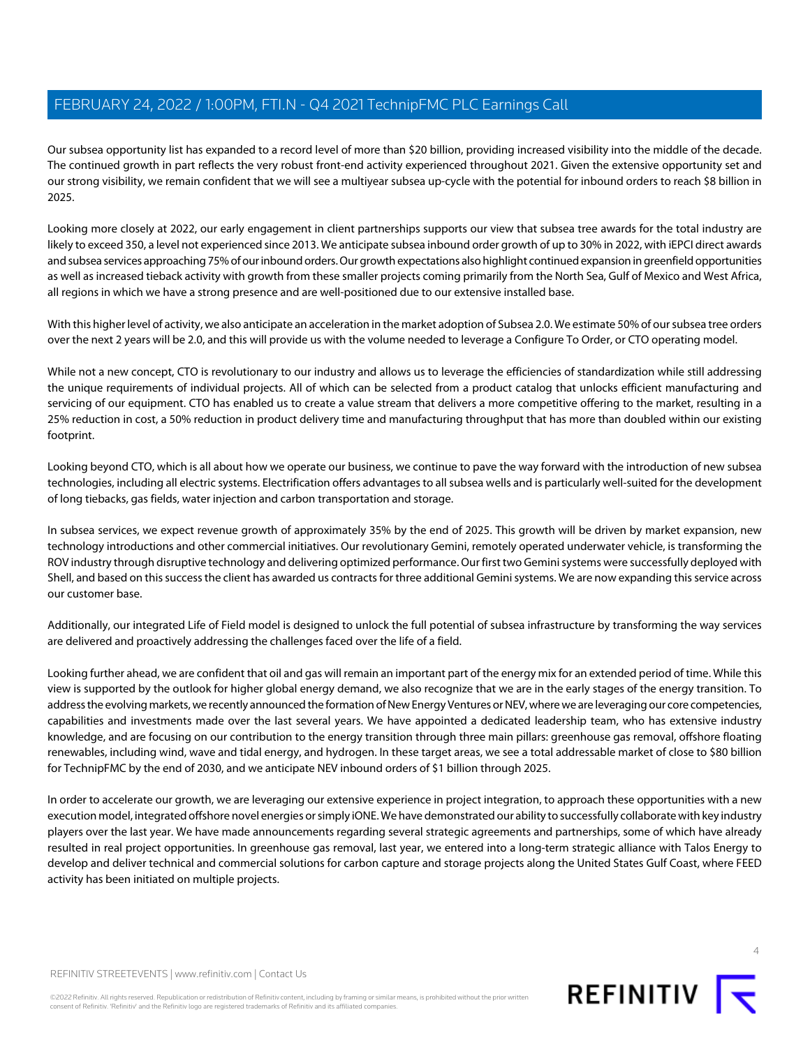Our subsea opportunity list has expanded to a record level of more than $20 billion, providing increased visibility into the middle of the decade. The continued growth in part reflects the very robust front-end activity experienced throughout 2021. Given the extensive opportunity set and our strong visibility, we remain confident that we will see a multiyear subsea up-cycle with the potential for inbound orders to reach $8 billion in 2025.

Looking more closely at 2022, our early engagement in client partnerships supports our view that subsea tree awards for the total industry are likely to exceed 350, a level not experienced since 2013. We anticipate subsea inbound order growth of up to 30% in 2022, with iEPCI direct awards and subsea services approaching 75% of our inbound orders. Our growth expectations also highlight continued expansion in greenfield opportunities as well as increased tieback activity with growth from these smaller projects coming primarily from the North Sea, Gulf of Mexico and West Africa, all regions in which we have a strong presence and are well-positioned due to our extensive installed base.

With this higher level of activity, we also anticipate an acceleration in the market adoption of Subsea 2.0. We estimate 50% of our subsea tree orders over the next 2 years will be 2.0, and this will provide us with the volume needed to leverage a Configure To Order, or CTO operating model.

While not a new concept, CTO is revolutionary to our industry and allows us to leverage the efficiencies of standardization while still addressing the unique requirements of individual projects. All of which can be selected from a product catalog that unlocks efficient manufacturing and servicing of our equipment. CTO has enabled us to create a value stream that delivers a more competitive offering to the market, resulting in a 25% reduction in cost, a 50% reduction in product delivery time and manufacturing throughput that has more than doubled within our existing footprint.

Looking beyond CTO, which is all about how we operate our business, we continue to pave the way forward with the introduction of new subsea technologies, including all electric systems. Electrification offers advantages to all subsea wells and is particularly well-suited for the development of long tiebacks, gas fields, water injection and carbon transportation and storage.

In subsea services, we expect revenue growth of approximately 35% by the end of 2025. This growth will be driven by market expansion, new technology introductions and other commercial initiatives. Our revolutionary Gemini, remotely operated underwater vehicle, is transforming the ROV industry through disruptive technology and delivering optimized performance. Our first two Gemini systems were successfully deployed with Shell, and based on this success the client has awarded us contracts for three additional Gemini systems. We are now expanding this service across our customer base.

Additionally, our integrated Life of Field model is designed to unlock the full potential of subsea infrastructure by transforming the way services are delivered and proactively addressing the challenges faced over the life of a field.

Looking further ahead, we are confident that oil and gas will remain an important part of the energy mix for an extended period of time. While this view is supported by the outlook for higher global energy demand, we also recognize that we are in the early stages of the energy transition. To address the evolving markets, we recently announced the formation of New Energy Ventures or NEV, where we are leveraging our core competencies, capabilities and investments made over the last several years. We have appointed a dedicated leadership team, who has extensive industry knowledge, and are focusing on our contribution to the energy transition through three main pillars: greenhouse gas removal, offshore floating renewables, including wind, wave and tidal energy, and hydrogen. In these target areas, we see a total addressable market of close to $80 billion for TechnipFMC by the end of 2030, and we anticipate NEV inbound orders of $1 billion through 2025.

In order to accelerate our growth, we are leveraging our extensive experience in project integration, to approach these opportunities with a new execution model, integrated offshore novel energies or simply iONE. We have demonstrated our ability to successfully collaborate with key industry players over the last year. We have made announcements regarding several strategic agreements and partnerships, some of which have already resulted in real project opportunities. In greenhouse gas removal, last year, we entered into a long-term strategic alliance with Talos Energy to develop and deliver technical and commercial solutions for carbon capture and storage projects along the United States Gulf Coast, where FEED activity has been initiated on multiple projects.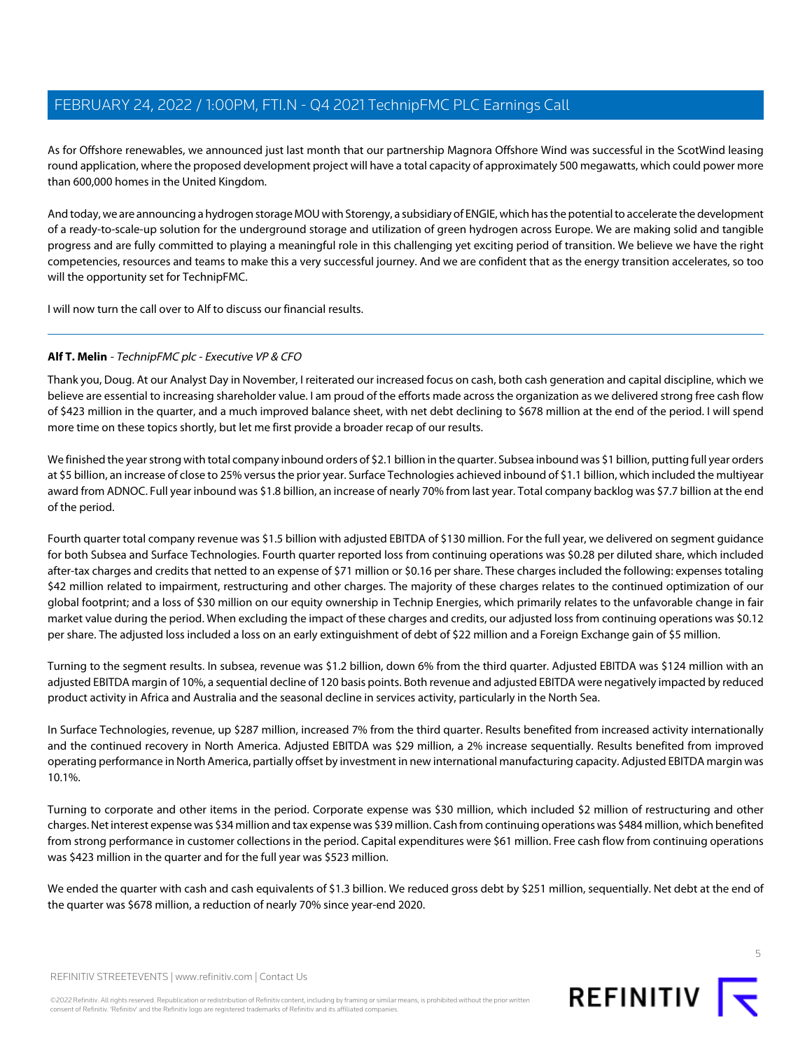As for Offshore renewables, we announced just last month that our partnership Magnora Offshore Wind was successful in the ScotWind leasing round application, where the proposed development project will have a total capacity of approximately 500 megawatts, which could power more than 600,000 homes in the United Kingdom.

And today, we are announcing a hydrogen storage MOU with Storengy, a subsidiary of ENGIE, which has the potential to accelerate the development of a ready-to-scale-up solution for the underground storage and utilization of green hydrogen across Europe. We are making solid and tangible progress and are fully committed to playing a meaningful role in this challenging yet exciting period of transition. We believe we have the right competencies, resources and teams to make this a very successful journey. And we are confident that as the energy transition accelerates, so too will the opportunity set for TechnipFMC.

I will now turn the call over to Alf to discuss our financial results.

---

**Alf T. Melin** - *TechnipFMC plc - Executive VP & CFO*

Thank you, Doug. At our Analyst Day in November, I reiterated our increased focus on cash, both cash generation and capital discipline, which we believe are essential to increasing shareholder value. I am proud of the efforts made across the organization as we delivered strong free cash flow of $423 million in the quarter, and a much improved balance sheet, with net debt declining to $678 million at the end of the period. I will spend more time on these topics shortly, but let me first provide a broader recap of our results.

We finished the year strong with total company inbound orders of $2.1 billion in the quarter. Subsea inbound was $1 billion, putting full year orders at $5 billion, an increase of close to 25% versus the prior year. Surface Technologies achieved inbound of $1.1 billion, which included the multiyear award from ADNOC. Full year inbound was $1.8 billion, an increase of nearly 70% from last year. Total company backlog was $7.7 billion at the end of the period.

Fourth quarter total company revenue was $1.5 billion with adjusted EBITDA of $130 million. For the full year, we delivered on segment guidance for both Subsea and Surface Technologies. Fourth quarter reported loss from continuing operations was $0.28 per diluted share, which included after-tax charges and credits that netted to an expense of $71 million or $0.16 per share. These charges included the following: expenses totaling $42 million related to impairment, restructuring and other charges. The majority of these charges relates to the continued optimization of our global footprint; and a loss of $30 million on our equity ownership in Technip Energies, which primarily relates to the unfavorable change in fair market value during the period. When excluding the impact of these charges and credits, our adjusted loss from continuing operations was $0.12 per share. The adjusted loss included a loss on an early extinguishment of debt of $22 million and a Foreign Exchange gain of $5 million.

Turning to the segment results. In subsea, revenue was $1.2 billion, down 6% from the third quarter. Adjusted EBITDA was $124 million with an adjusted EBITDA margin of 10%, a sequential decline of 120 basis points. Both revenue and adjusted EBITDA were negatively impacted by reduced product activity in Africa and Australia and the seasonal decline in services activity, particularly in the North Sea.

In Surface Technologies, revenue, up $287 million, increased 7% from the third quarter. Results benefited from increased activity internationally and the continued recovery in North America. Adjusted EBITDA was $29 million, a 2% increase sequentially. Results benefited from improved operating performance in North America, partially offset by investment in new international manufacturing capacity. Adjusted EBITDA margin was 10.1%.

Turning to corporate and other items in the period. Corporate expense was $30 million, which included $2 million of restructuring and other charges. Net interest expense was $34 million and tax expense was $39 million. Cash from continuing operations was $484 million, which benefited from strong performance in customer collections in the period. Capital expenditures were $61 million. Free cash flow from continuing operations was $423 million in the quarter and for the full year was $523 million.

We ended the quarter with cash and cash equivalents of $1.3 billion. We reduced gross debt by $251 million, sequentially. Net debt at the end of the quarter was $678 million, a reduction of nearly 70% since year-end 2020.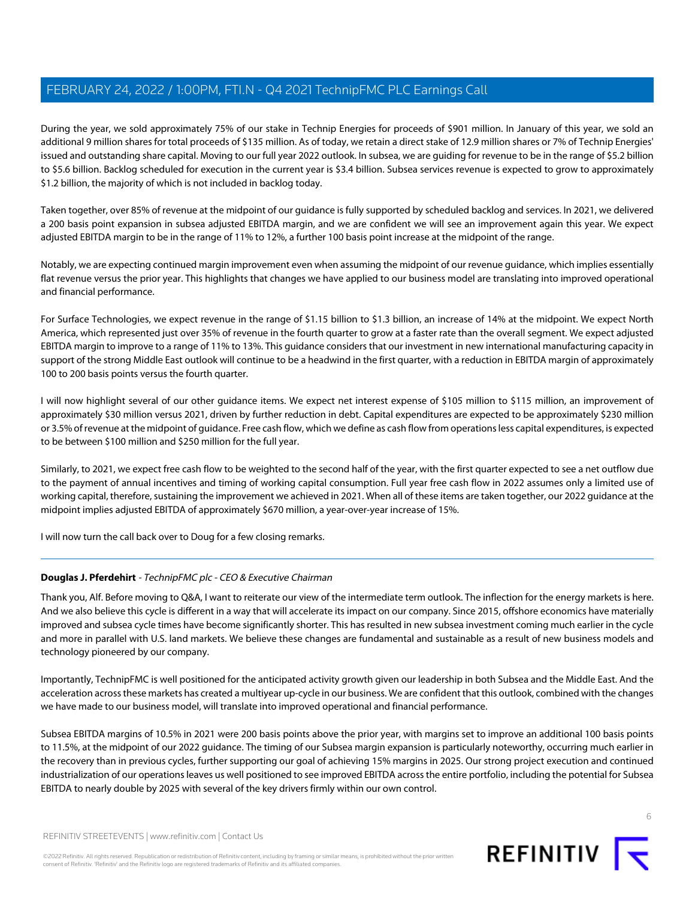During the year, we sold approximately 75% of our stake in Technip Energies for proceeds of $901 million. In January of this year, we sold an additional 9 million shares for total proceeds of $135 million. As of today, we retain a direct stake of 12.9 million shares or 7% of Technip Energies' issued and outstanding share capital. Moving to our full year 2022 outlook. In subsea, we are guiding for revenue to be in the range of $5.2 billion to $5.6 billion. Backlog scheduled for execution in the current year is $3.4 billion. Subsea services revenue is expected to grow to approximately $1.2 billion, the majority of which is not included in backlog today.

Taken together, over 85% of revenue at the midpoint of our guidance is fully supported by scheduled backlog and services. In 2021, we delivered a 200 basis point expansion in subsea adjusted EBITDA margin, and we are confident we will see an improvement again this year. We expect adjusted EBITDA margin to be in the range of 11% to 12%, a further 100 basis point increase at the midpoint of the range.

Notably, we are expecting continued margin improvement even when assuming the midpoint of our revenue guidance, which implies essentially flat revenue versus the prior year. This highlights that changes we have applied to our business model are translating into improved operational and financial performance.

For Surface Technologies, we expect revenue in the range of $1.15 billion to $1.3 billion, an increase of 14% at the midpoint. We expect North America, which represented just over 35% of revenue in the fourth quarter to grow at a faster rate than the overall segment. We expect adjusted EBITDA margin to improve to a range of 11% to 13%. This guidance considers that our investment in new international manufacturing capacity in support of the strong Middle East outlook will continue to be a headwind in the first quarter, with a reduction in EBITDA margin of approximately 100 to 200 basis points versus the fourth quarter.

I will now highlight several of our other guidance items. We expect net interest expense of $105 million to $115 million, an improvement of approximately $30 million versus 2021, driven by further reduction in debt. Capital expenditures are expected to be approximately $230 million or 3.5% of revenue at the midpoint of guidance. Free cash flow, which we define as cash flow from operations less capital expenditures, is expected to be between $100 million and $250 million for the full year.

Similarly, to 2021, we expect free cash flow to be weighted to the second half of the year, with the first quarter expected to see a net outflow due to the payment of annual incentives and timing of working capital consumption. Full year free cash flow in 2022 assumes only a limited use of working capital, therefore, sustaining the improvement we achieved in 2021. When all of these items are taken together, our 2022 guidance at the midpoint implies adjusted EBITDA of approximately $670 million, a year-over-year increase of 15%.

I will now turn the call back over to Doug for a few closing remarks.

---

**Douglas J. Pferdehirt** - *TechnipFMC plc - CEO & Executive Chairman*

Thank you, Alf. Before moving to Q&A, I want to reiterate our view of the intermediate term outlook. The inflection for the energy markets is here. And we also believe this cycle is different in a way that will accelerate its impact on our company. Since 2015, offshore economics have materially improved and subsea cycle times have become significantly shorter. This has resulted in new subsea investment coming much earlier in the cycle and more in parallel with U.S. land markets. We believe these changes are fundamental and sustainable as a result of new business models and technology pioneered by our company.

Importantly, TechnipFMC is well positioned for the anticipated activity growth given our leadership in both Subsea and the Middle East. And the acceleration across these markets has created a multiyear up-cycle in our business. We are confident that this outlook, combined with the changes we have made to our business model, will translate into improved operational and financial performance.

Subsea EBITDA margins of 10.5% in 2021 were 200 basis points above the prior year, with margins set to improve an additional 100 basis points to 11.5%, at the midpoint of our 2022 guidance. The timing of our Subsea margin expansion is particularly noteworthy, occurring much earlier in the recovery than in previous cycles, further supporting our goal of achieving 15% margins in 2025. Our strong project execution and continued industrialization of our operations leaves us well positioned to see improved EBITDA across the entire portfolio, including the potential for Subsea EBITDA to nearly double by 2025 with several of the key drivers firmly within our own control.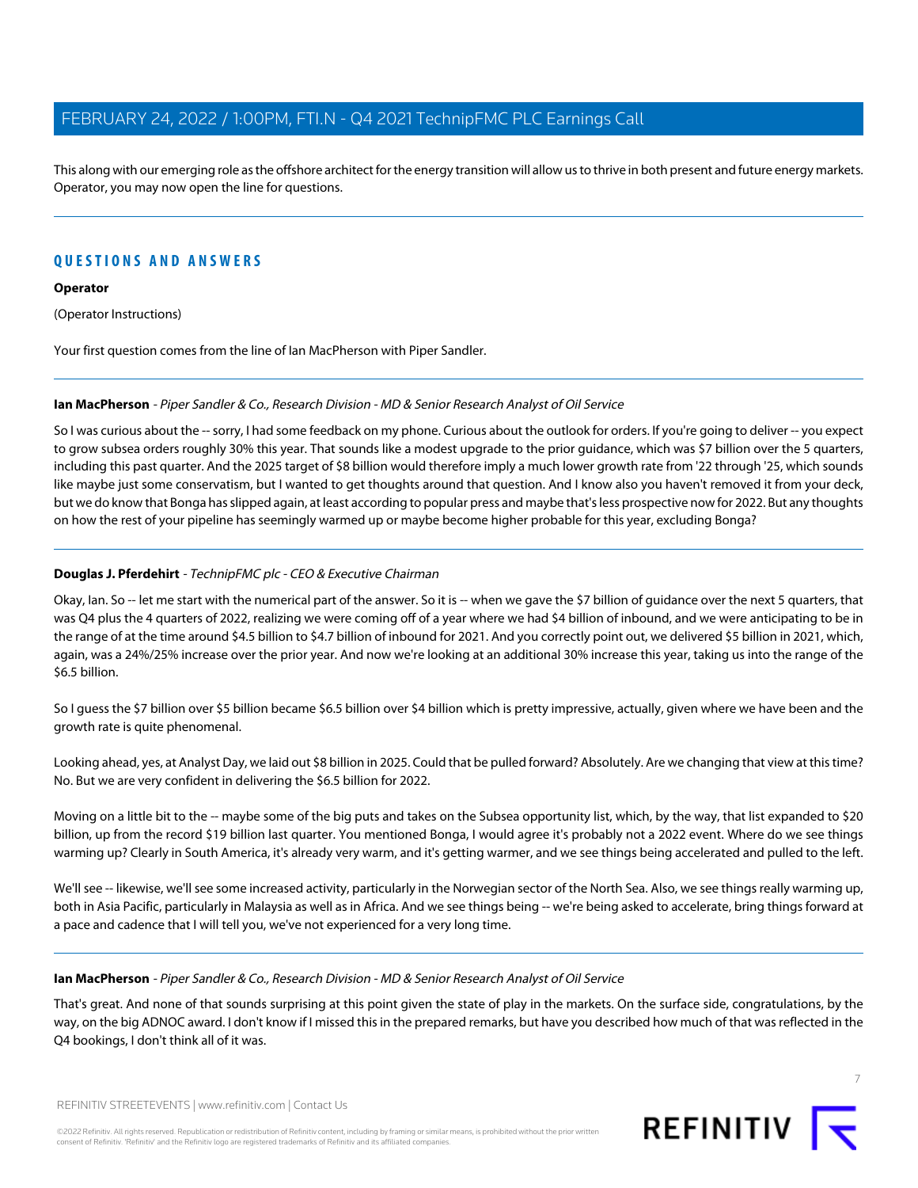This along with our emerging role as the offshore architect for the energy transition will allow us to thrive in both present and future energy markets. Operator, you may now open the line for questions.

## QUESTIONS AND ANSWERS

**Operator**

(Operator Instructions)

Your first question comes from the line of Ian MacPherson with Piper Sandler.

**Ian MacPherson** - *Piper Sandler & Co., Research Division - MD & Senior Research Analyst of Oil Service*

So I was curious about the -- sorry, I had some feedback on my phone. Curious about the outlook for orders. If you're going to deliver -- you expect to grow subsea orders roughly 30% this year. That sounds like a modest upgrade to the prior guidance, which was $7 billion over the 5 quarters, including this past quarter. And the 2025 target of $8 billion would therefore imply a much lower growth rate from '22 through '25, which sounds like maybe just some conservatism, but I wanted to get thoughts around that question. And I know also you haven't removed it from your deck, but we do know that Bonga has slipped again, at least according to popular press and maybe that's less prospective now for 2022. But any thoughts on how the rest of your pipeline has seemingly warmed up or maybe become higher probable for this year, excluding Bonga?

**Douglas J. Pferdehirt** - *TechnipFMC plc - CEO & Executive Chairman*

Okay, Ian. So -- let me start with the numerical part of the answer. So it is -- when we gave the $7 billion of guidance over the next 5 quarters, that was Q4 plus the 4 quarters of 2022, realizing we were coming off of a year where we had $4 billion of inbound, and we were anticipating to be in the range of at the time around $4.5 billion to $4.7 billion of inbound for 2021. And you correctly point out, we delivered $5 billion in 2021, which, again, was a 24%/25% increase over the prior year. And now we're looking at an additional 30% increase this year, taking us into the range of the $6.5 billion.

So I guess the $7 billion over $5 billion became $6.5 billion over $4 billion which is pretty impressive, actually, given where we have been and the growth rate is quite phenomenal.

Looking ahead, yes, at Analyst Day, we laid out $8 billion in 2025. Could that be pulled forward? Absolutely. Are we changing that view at this time? No. But we are very confident in delivering the $6.5 billion for 2022.

Moving on a little bit to the -- maybe some of the big puts and takes on the Subsea opportunity list, which, by the way, that list expanded to $20 billion, up from the record $19 billion last quarter. You mentioned Bonga, I would agree it's probably not a 2022 event. Where do we see things warming up? Clearly in South America, it's already very warm, and it's getting warmer, and we see things being accelerated and pulled to the left.

We'll see -- likewise, we'll see some increased activity, particularly in the Norwegian sector of the North Sea. Also, we see things really warming up, both in Asia Pacific, particularly in Malaysia as well as in Africa. And we see things being -- we're being asked to accelerate, bring things forward at a pace and cadence that I will tell you, we've not experienced for a very long time.

**Ian MacPherson** - *Piper Sandler & Co., Research Division - MD & Senior Research Analyst of Oil Service*

That's great. And none of that sounds surprising at this point given the state of play in the markets. On the surface side, congratulations, by the way, on the big ADNOC award. I don't know if I missed this in the prepared remarks, but have you described how much of that was reflected in the Q4 bookings, I don't think all of it was.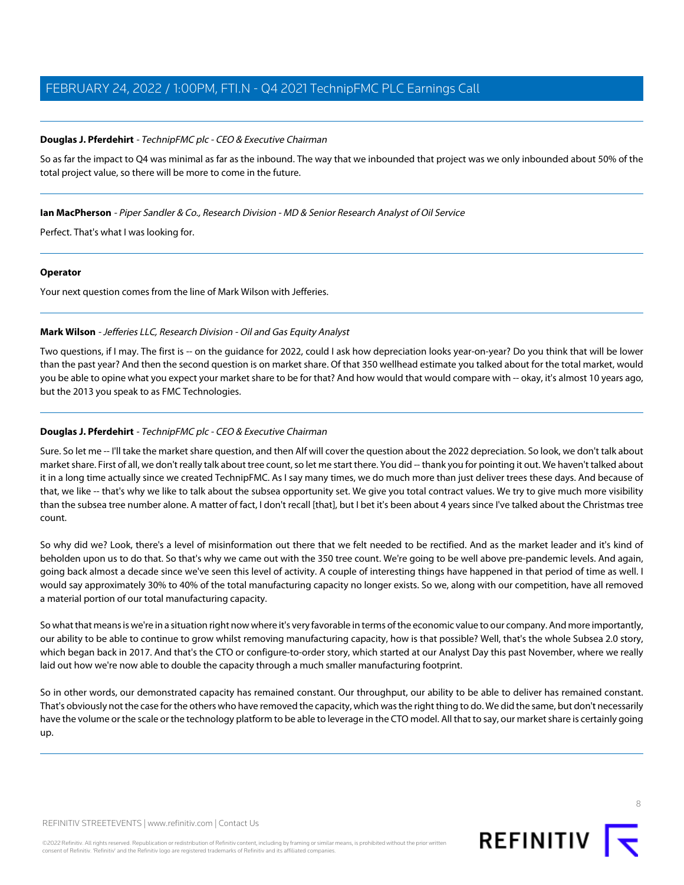**Douglas J. Pferdehirt** - *TechnipFMC plc - CEO & Executive Chairman*

So as far the impact to Q4 was minimal as far as the inbound. The way that we inbounded that project was we only inbounded about 50% of the total project value, so there will be more to come in the future.

---

**Ian MacPherson** - *Piper Sandler & Co., Research Division - MD & Senior Research Analyst of Oil Service*

Perfect. That's what I was looking for.

---

**Operator**

Your next question comes from the line of Mark Wilson with Jefferies.

---

**Mark Wilson** - *Jefferies LLC, Research Division - Oil and Gas Equity Analyst*

Two questions, if I may. The first is -- on the guidance for 2022, could I ask how depreciation looks year-on-year? Do you think that will be lower than the past year? And then the second question is on market share. Of that 350 wellhead estimate you talked about for the total market, would you be able to opine what you expect your market share to be for that? And how would that would compare with -- okay, it's almost 10 years ago, but the 2013 you speak to as FMC Technologies.

---

**Douglas J. Pferdehirt** - *TechnipFMC plc - CEO & Executive Chairman*

Sure. So let me -- I'll take the market share question, and then Alf will cover the question about the 2022 depreciation. So look, we don't talk about market share. First of all, we don't really talk about tree count, so let me start there. You did -- thank you for pointing it out. We haven't talked about it in a long time actually since we created TechnipFMC. As I say many times, we do much more than just deliver trees these days. And because of that, we like -- that's why we like to talk about the subsea opportunity set. We give you total contract values. We try to give much more visibility than the subsea tree number alone. A matter of fact, I don't recall [that], but I bet it's been about 4 years since I've talked about the Christmas tree count.

So why did we? Look, there's a level of misinformation out there that we felt needed to be rectified. And as the market leader and it's kind of beholden upon us to do that. So that's why we came out with the 350 tree count. We're going to be well above pre-pandemic levels. And again, going back almost a decade since we've seen this level of activity. A couple of interesting things have happened in that period of time as well. I would say approximately 30% to 40% of the total manufacturing capacity no longer exists. So we, along with our competition, have all removed a material portion of our total manufacturing capacity.

So what that means is we're in a situation right now where it's very favorable in terms of the economic value to our company. And more importantly, our ability to be able to continue to grow whilst removing manufacturing capacity, how is that possible? Well, that's the whole Subsea 2.0 story, which began back in 2017. And that's the CTO or configure-to-order story, which started at our Analyst Day this past November, where we really laid out how we're now able to double the capacity through a much smaller manufacturing footprint.

So in other words, our demonstrated capacity has remained constant. Our throughput, our ability to be able to deliver has remained constant. That's obviously not the case for the others who have removed the capacity, which was the right thing to do. We did the same, but don't necessarily have the volume or the scale or the technology platform to be able to leverage in the CTO model. All that to say, our market share is certainly going up.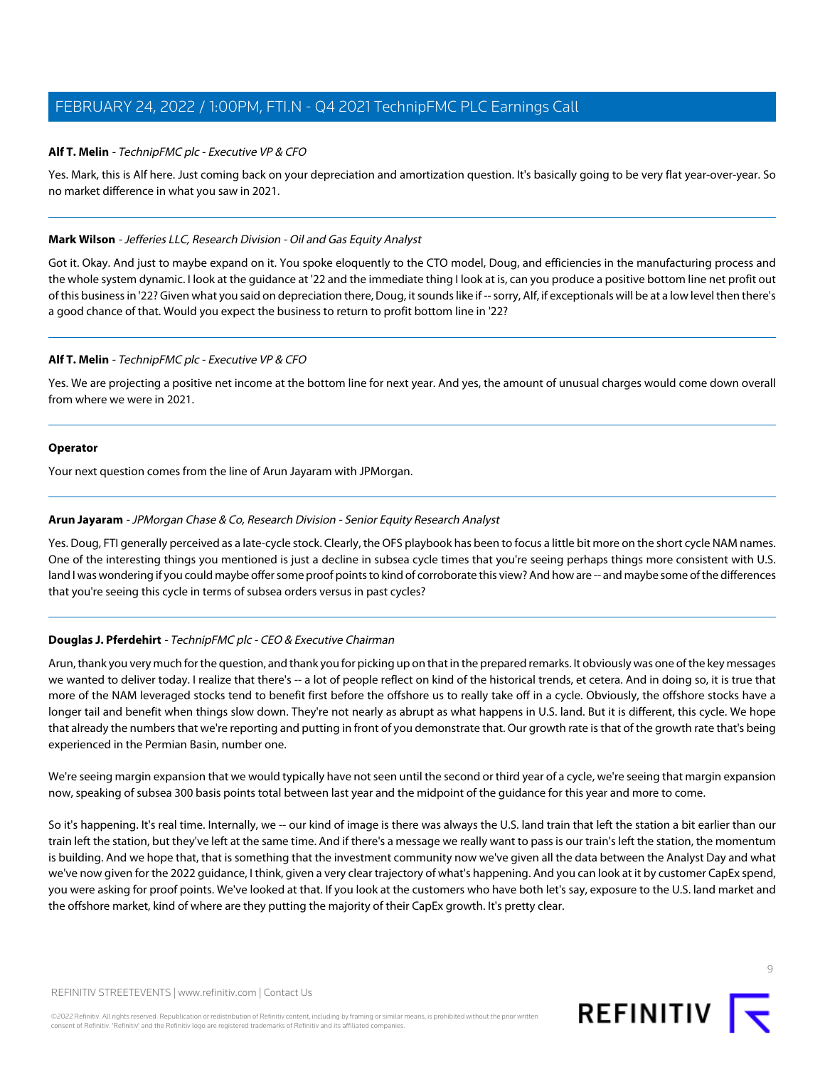**Alf T. Melin** - *TechnipFMC plc - Executive VP & CFO*

Yes. Mark, this is Alf here. Just coming back on your depreciation and amortization question. It's basically going to be very flat year-over-year. So no market difference in what you saw in 2021.

---

**Mark Wilson** - *Jefferies LLC, Research Division - Oil and Gas Equity Analyst*

Got it. Okay. And just to maybe expand on it. You spoke eloquently to the CTO model, Doug, and efficiencies in the manufacturing process and the whole system dynamic. I look at the guidance at '22 and the immediate thing I look at is, can you produce a positive bottom line net profit out of this business in '22? Given what you said on depreciation there, Doug, it sounds like if -- sorry, Alf, if exceptionals will be at a low level then there's a good chance of that. Would you expect the business to return to profit bottom line in '22?

---

**Alf T. Melin** - *TechnipFMC plc - Executive VP & CFO*

Yes. We are projecting a positive net income at the bottom line for next year. And yes, the amount of unusual charges would come down overall from where we were in 2021.

---

**Operator**

Your next question comes from the line of Arun Jayaram with JPMorgan.

---

**Arun Jayaram** - *JPMorgan Chase & Co, Research Division - Senior Equity Research Analyst*

Yes. Doug, FTI generally perceived as a late-cycle stock. Clearly, the OFS playbook has been to focus a little bit more on the short cycle NAM names. One of the interesting things you mentioned is just a decline in subsea cycle times that you're seeing perhaps things more consistent with U.S. land I was wondering if you could maybe offer some proof points to kind of corroborate this view? And how are -- and maybe some of the differences that you're seeing this cycle in terms of subsea orders versus in past cycles?

---

**Douglas J. Pferdehirt** - *TechnipFMC plc - CEO & Executive Chairman*

Arun, thank you very much for the question, and thank you for picking up on that in the prepared remarks. It obviously was one of the key messages we wanted to deliver today. I realize that there's -- a lot of people reflect on kind of the historical trends, et cetera. And in doing so, it is true that more of the NAM leveraged stocks tend to benefit first before the offshore us to really take off in a cycle. Obviously, the offshore stocks have a longer tail and benefit when things slow down. They're not nearly as abrupt as what happens in U.S. land. But it is different, this cycle. We hope that already the numbers that we're reporting and putting in front of you demonstrate that. Our growth rate is that of the growth rate that's being experienced in the Permian Basin, number one.

We're seeing margin expansion that we would typically have not seen until the second or third year of a cycle, we're seeing that margin expansion now, speaking of subsea 300 basis points total between last year and the midpoint of the guidance for this year and more to come.

So it's happening. It's real time. Internally, we -- our kind of image is there was always the U.S. land train that left the station a bit earlier than our train left the station, but they've left at the same time. And if there's a message we really want to pass is our train's left the station, the momentum is building. And we hope that, that is something that the investment community now we've given all the data between the Analyst Day and what we've now given for the 2022 guidance, I think, given a very clear trajectory of what's happening. And you can look at it by customer CapEx spend, you were asking for proof points. We've looked at that. If you look at the customers who have both let's say, exposure to the U.S. land market and the offshore market, kind of where are they putting the majority of their CapEx growth. It's pretty clear.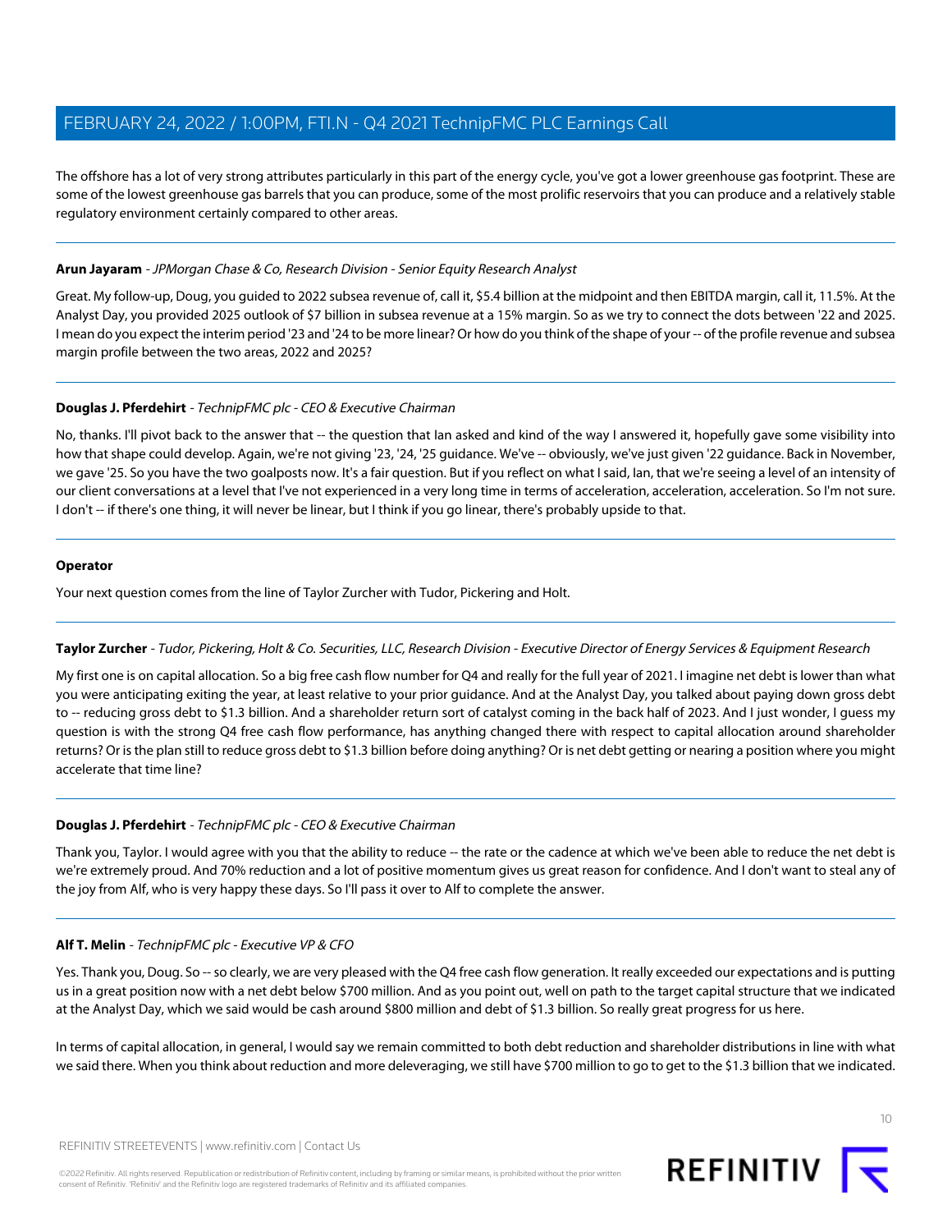The offshore has a lot of very strong attributes particularly in this part of the energy cycle, you've got a lower greenhouse gas footprint. These are some of the lowest greenhouse gas barrels that you can produce, some of the most prolific reservoirs that you can produce and a relatively stable regulatory environment certainly compared to other areas.

---

**Arun Jayaram** - *JPMorgan Chase & Co, Research Division - Senior Equity Research Analyst*

Great. My follow-up, Doug, you guided to 2022 subsea revenue of, call it, $5.4 billion at the midpoint and then EBITDA margin, call it, 11.5%. At the Analyst Day, you provided 2025 outlook of $7 billion in subsea revenue at a 15% margin. So as we try to connect the dots between '22 and 2025. I mean do you expect the interim period '23 and '24 to be more linear? Or how do you think of the shape of your -- of the profile revenue and subsea margin profile between the two areas, 2022 and 2025?

---

**Douglas J. Pferdehirt** - *TechnipFMC plc - CEO & Executive Chairman*

No, thanks. I'll pivot back to the answer that -- the question that Ian asked and kind of the way I answered it, hopefully gave some visibility into how that shape could develop. Again, we're not giving '23, '24, '25 guidance. We've -- obviously, we've just given '22 guidance. Back in November, we gave '25. So you have the two goalposts now. It's a fair question. But if you reflect on what I said, Ian, that we're seeing a level of an intensity of our client conversations at a level that I've not experienced in a very long time in terms of acceleration, acceleration, acceleration. So I'm not sure. I don't -- if there's one thing, it will never be linear, but I think if you go linear, there's probably upside to that.

---

**Operator**

Your next question comes from the line of Taylor Zurcher with Tudor, Pickering and Holt.

---

**Taylor Zurcher** - *Tudor, Pickering, Holt & Co. Securities, LLC, Research Division - Executive Director of Energy Services & Equipment Research*

My first one is on capital allocation. So a big free cash flow number for Q4 and really for the full year of 2021. I imagine net debt is lower than what you were anticipating exiting the year, at least relative to your prior guidance. And at the Analyst Day, you talked about paying down gross debt to -- reducing gross debt to $1.3 billion. And a shareholder return sort of catalyst coming in the back half of 2023. And I just wonder, I guess my question is with the strong Q4 free cash flow performance, has anything changed there with respect to capital allocation around shareholder returns? Or is the plan still to reduce gross debt to $1.3 billion before doing anything? Or is net debt getting or nearing a position where you might accelerate that time line?

---

**Douglas J. Pferdehirt** - *TechnipFMC plc - CEO & Executive Chairman*

Thank you, Taylor. I would agree with you that the ability to reduce -- the rate or the cadence at which we've been able to reduce the net debt is we're extremely proud. And 70% reduction and a lot of positive momentum gives us great reason for confidence. And I don't want to steal any of the joy from Alf, who is very happy these days. So I'll pass it over to Alf to complete the answer.

---

**Alf T. Melin** - *TechnipFMC plc - Executive VP & CFO*

Yes. Thank you, Doug. So -- so clearly, we are very pleased with the Q4 free cash flow generation. It really exceeded our expectations and is putting us in a great position now with a net debt below $700 million. And as you point out, well on path to the target capital structure that we indicated at the Analyst Day, which we said would be cash around $800 million and debt of $1.3 billion. So really great progress for us here.

In terms of capital allocation, in general, I would say we remain committed to both debt reduction and shareholder distributions in line with what we said there. When you think about reduction and more deleveraging, we still have $700 million to go to get to the $1.3 billion that we indicated.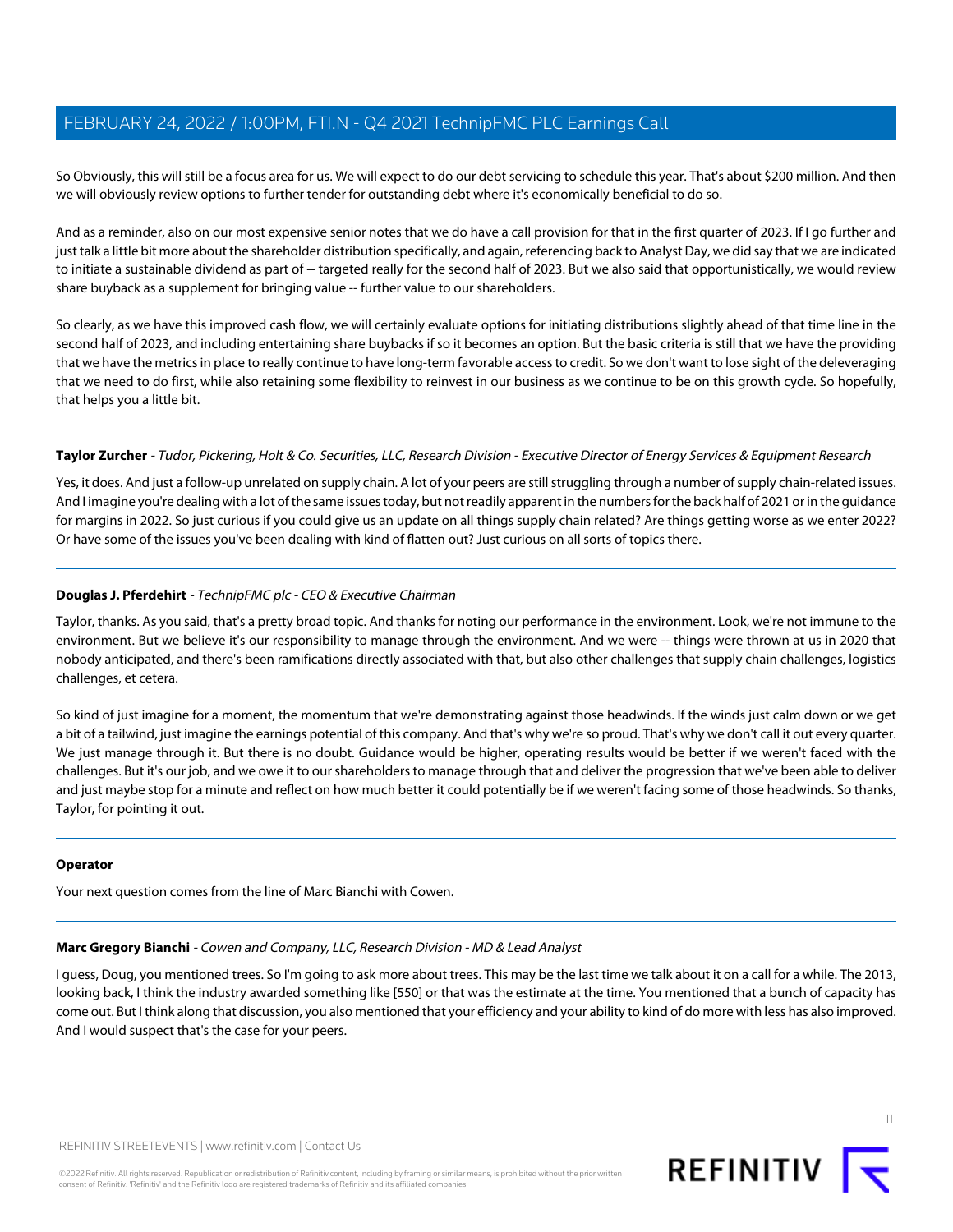So Obviously, this will still be a focus area for us. We will expect to do our debt servicing to schedule this year. That's about $200 million. And then we will obviously review options to further tender for outstanding debt where it's economically beneficial to do so.

And as a reminder, also on our most expensive senior notes that we do have a call provision for that in the first quarter of 2023. If I go further and just talk a little bit more about the shareholder distribution specifically, and again, referencing back to Analyst Day, we did say that we are indicated to initiate a sustainable dividend as part of -- targeted really for the second half of 2023. But we also said that opportunistically, we would review share buyback as a supplement for bringing value -- further value to our shareholders.

So clearly, as we have this improved cash flow, we will certainly evaluate options for initiating distributions slightly ahead of that time line in the second half of 2023, and including entertaining share buybacks if so it becomes an option. But the basic criteria is still that we have the providing that we have the metrics in place to really continue to have long-term favorable access to credit. So we don't want to lose sight of the deleveraging that we need to do first, while also retaining some flexibility to reinvest in our business as we continue to be on this growth cycle. So hopefully, that helps you a little bit.

---

**Taylor Zurcher** - *Tudor, Pickering, Holt & Co. Securities, LLC, Research Division - Executive Director of Energy Services & Equipment Research*

Yes, it does. And just a follow-up unrelated on supply chain. A lot of your peers are still struggling through a number of supply chain-related issues. And I imagine you're dealing with a lot of the same issues today, but not readily apparent in the numbers for the back half of 2021 or in the guidance for margins in 2022. So just curious if you could give us an update on all things supply chain related? Are things getting worse as we enter 2022? Or have some of the issues you've been dealing with kind of flatten out? Just curious on all sorts of topics there.

---

**Douglas J. Pferdehirt** - *TechnipFMC plc - CEO & Executive Chairman*

Taylor, thanks. As you said, that's a pretty broad topic. And thanks for noting our performance in the environment. Look, we're not immune to the environment. But we believe it's our responsibility to manage through the environment. And we were -- things were thrown at us in 2020 that nobody anticipated, and there's been ramifications directly associated with that, but also other challenges that supply chain challenges, logistics challenges, et cetera.

So kind of just imagine for a moment, the momentum that we're demonstrating against those headwinds. If the winds just calm down or we get a bit of a tailwind, just imagine the earnings potential of this company. And that's why we're so proud. That's why we don't call it out every quarter. We just manage through it. But there is no doubt. Guidance would be higher, operating results would be better if we weren't faced with the challenges. But it's our job, and we owe it to our shareholders to manage through that and deliver the progression that we've been able to deliver and just maybe stop for a minute and reflect on how much better it could potentially be if we weren't facing some of those headwinds. So thanks, Taylor, for pointing it out.

---

**Operator**

Your next question comes from the line of Marc Bianchi with Cowen.

---

**Marc Gregory Bianchi** - *Cowen and Company, LLC, Research Division - MD & Lead Analyst*

I guess, Doug, you mentioned trees. So I'm going to ask more about trees. This may be the last time we talk about it on a call for a while. The 2013, looking back, I think the industry awarded something like [550] or that was the estimate at the time. You mentioned that a bunch of capacity has come out. But I think along that discussion, you also mentioned that your efficiency and your ability to kind of do more with less has also improved. And I would suspect that's the case for your peers.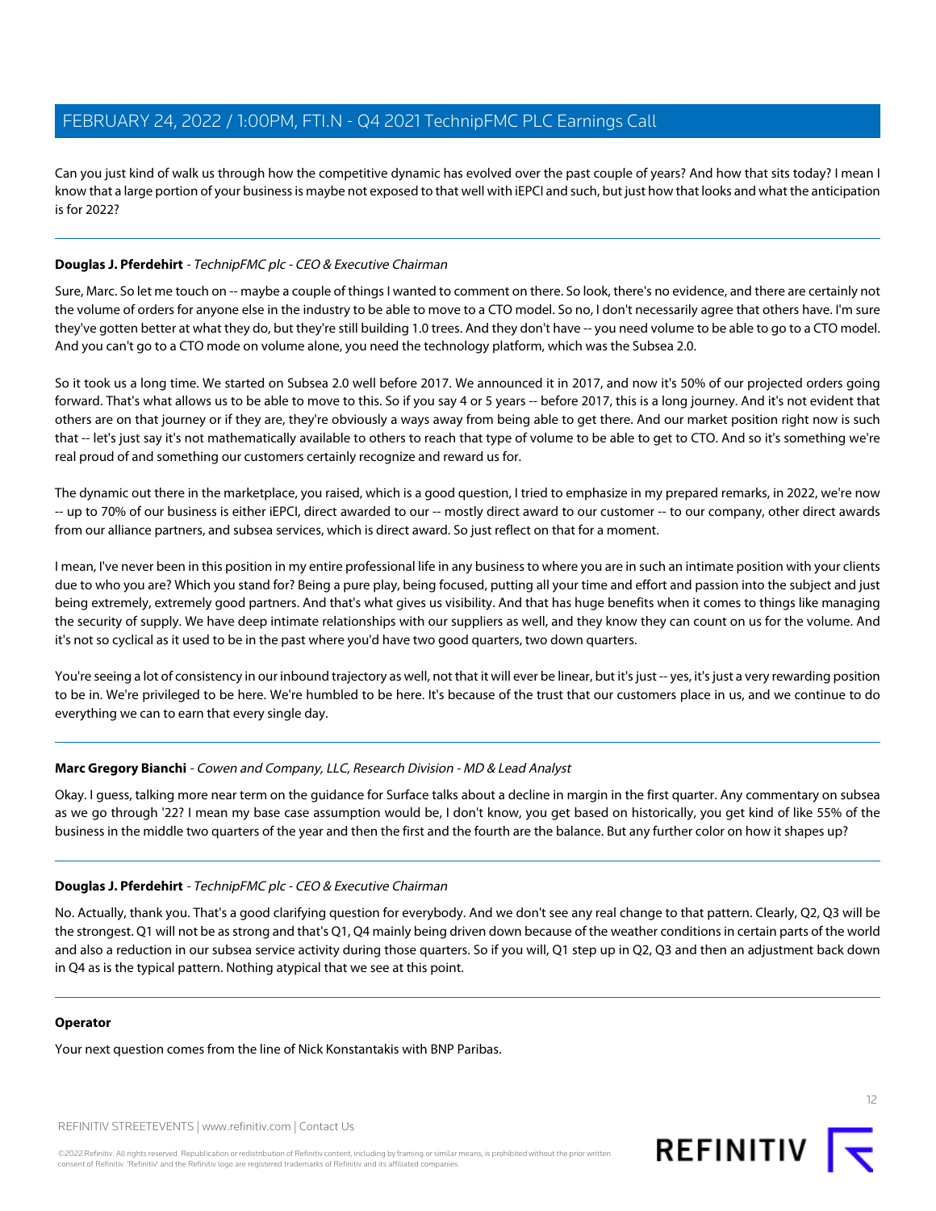Can you just kind of walk us through how the competitive dynamic has evolved over the past couple of years? And how that sits today? I mean I know that a large portion of your business is maybe not exposed to that well with iEPCI and such, but just how that looks and what the anticipation is for 2022?

---

**Douglas J. Pferdehirt** - *TechnipFMC plc - CEO & Executive Chairman*

Sure, Marc. So let me touch on -- maybe a couple of things I wanted to comment on there. So look, there's no evidence, and there are certainly not the volume of orders for anyone else in the industry to be able to move to a CTO model. So no, I don't necessarily agree that others have. I'm sure they've gotten better at what they do, but they're still building 1.0 trees. And they don't have -- you need volume to be able to go to a CTO model. And you can't go to a CTO mode on volume alone, you need the technology platform, which was the Subsea 2.0.

So it took us a long time. We started on Subsea 2.0 well before 2017. We announced it in 2017, and now it's 50% of our projected orders going forward. That's what allows us to be able to move to this. So if you say 4 or 5 years -- before 2017, this is a long journey. And it's not evident that others are on that journey or if they are, they're obviously a ways away from being able to get there. And our market position right now is such that -- let's just say it's not mathematically available to others to reach that type of volume to be able to get to CTO. And so it's something we're real proud of and something our customers certainly recognize and reward us for.

The dynamic out there in the marketplace, you raised, which is a good question, I tried to emphasize in my prepared remarks, in 2022, we're now -- up to 70% of our business is either iEPCI, direct awarded to our -- mostly direct award to our customer -- to our company, other direct awards from our alliance partners, and subsea services, which is direct award. So just reflect on that for a moment.

I mean, I've never been in this position in my entire professional life in any business to where you are in such an intimate position with your clients due to who you are? Which you stand for? Being a pure play, being focused, putting all your time and effort and passion into the subject and just being extremely, extremely good partners. And that's what gives us visibility. And that has huge benefits when it comes to things like managing the security of supply. We have deep intimate relationships with our suppliers as well, and they know they can count on us for the volume. And it's not so cyclical as it used to be in the past where you'd have two good quarters, two down quarters.

You're seeing a lot of consistency in our inbound trajectory as well, not that it will ever be linear, but it's just -- yes, it's just a very rewarding position to be in. We're privileged to be here. We're humbled to be here. It's because of the trust that our customers place in us, and we continue to do everything we can to earn that every single day.

---

**Marc Gregory Bianchi** - *Cowen and Company, LLC, Research Division - MD & Lead Analyst*

Okay. I guess, talking more near term on the guidance for Surface talks about a decline in margin in the first quarter. Any commentary on subsea as we go through '22? I mean my base case assumption would be, I don't know, you get based on historically, you get kind of like 55% of the business in the middle two quarters of the year and then the first and the fourth are the balance. But any further color on how it shapes up?

---

**Douglas J. Pferdehirt** - *TechnipFMC plc - CEO & Executive Chairman*

No. Actually, thank you. That's a good clarifying question for everybody. And we don't see any real change to that pattern. Clearly, Q2, Q3 will be the strongest. Q1 will not be as strong and that's Q1, Q4 mainly being driven down because of the weather conditions in certain parts of the world and also a reduction in our subsea service activity during those quarters. So if you will, Q1 step up in Q2, Q3 and then an adjustment back down in Q4 as is the typical pattern. Nothing atypical that we see at this point.

---

**Operator**

Your next question comes from the line of Nick Konstantakis with BNP Paribas.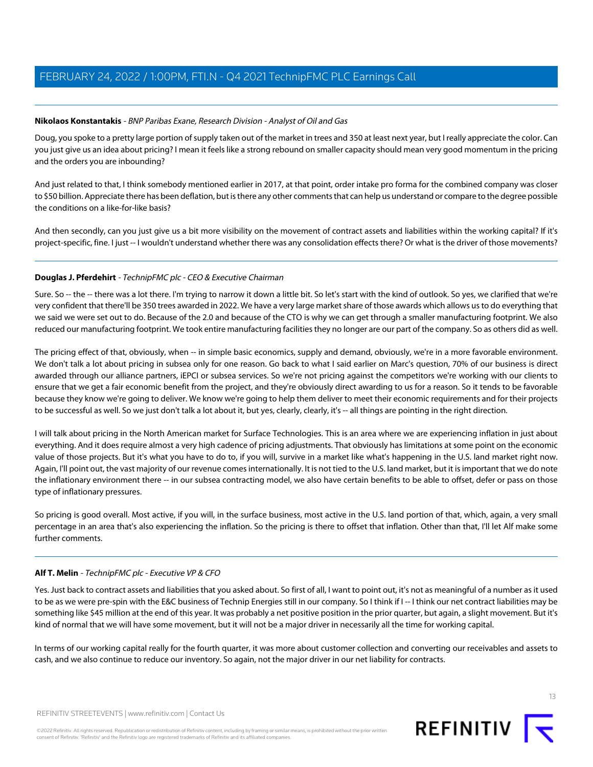**Nikolaos Konstantakis** - *BNP Paribas Exane, Research Division - Analyst of Oil and Gas*

Doug, you spoke to a pretty large portion of supply taken out of the market in trees and 350 at least next year, but I really appreciate the color. Can you just give us an idea about pricing? I mean it feels like a strong rebound on smaller capacity should mean very good momentum in the pricing and the orders you are inbounding?

And just related to that, I think somebody mentioned earlier in 2017, at that point, order intake pro forma for the combined company was closer to $50 billion. Appreciate there has been deflation, but is there any other comments that can help us understand or compare to the degree possible the conditions on a like-for-like basis?

And then secondly, can you just give us a bit more visibility on the movement of contract assets and liabilities within the working capital? If it's project-specific, fine. I just -- I wouldn't understand whether there was any consolidation effects there? Or what is the driver of those movements?

---

**Douglas J. Pferdehirt** - *TechnipFMC plc - CEO & Executive Chairman*

Sure. So -- the -- there was a lot there. I'm trying to narrow it down a little bit. So let's start with the kind of outlook. So yes, we clarified that we're very confident that there'll be 350 trees awarded in 2022. We have a very large market share of those awards which allows us to do everything that we said we were set out to do. Because of the 2.0 and because of the CTO is why we can get through a smaller manufacturing footprint. We also reduced our manufacturing footprint. We took entire manufacturing facilities they no longer are our part of the company. So as others did as well.

The pricing effect of that, obviously, when -- in simple basic economics, supply and demand, obviously, we're in a more favorable environment. We don't talk a lot about pricing in subsea only for one reason. Go back to what I said earlier on Marc's question, 70% of our business is direct awarded through our alliance partners, iEPCI or subsea services. So we're not pricing against the competitors we're working with our clients to ensure that we get a fair economic benefit from the project, and they're obviously direct awarding to us for a reason. So it tends to be favorable because they know we're going to deliver. We know we're going to help them deliver to meet their economic requirements and for their projects to be successful as well. So we just don't talk a lot about it, but yes, clearly, clearly, it's -- all things are pointing in the right direction.

I will talk about pricing in the North American market for Surface Technologies. This is an area where we are experiencing inflation in just about everything. And it does require almost a very high cadence of pricing adjustments. That obviously has limitations at some point on the economic value of those projects. But it's what you have to do to, if you will, survive in a market like what's happening in the U.S. land market right now. Again, I'll point out, the vast majority of our revenue comes internationally. It is not tied to the U.S. land market, but it is important that we do note the inflationary environment there -- in our subsea contracting model, we also have certain benefits to be able to offset, defer or pass on those type of inflationary pressures.

So pricing is good overall. Most active, if you will, in the surface business, most active in the U.S. land portion of that, which, again, a very small percentage in an area that's also experiencing the inflation. So the pricing is there to offset that inflation. Other than that, I'll let Alf make some further comments.

---

**Alf T. Melin** - *TechnipFMC plc - Executive VP & CFO*

Yes. Just back to contract assets and liabilities that you asked about. So first of all, I want to point out, it's not as meaningful of a number as it used to be as we were pre-spin with the E&C business of Technip Energies still in our company. So I think if I -- I think our net contract liabilities may be something like $45 million at the end of this year. It was probably a net positive position in the prior quarter, but again, a slight movement. But it's kind of normal that we will have some movement, but it will not be a major driver in necessarily all the time for working capital.

In terms of our working capital really for the fourth quarter, it was more about customer collection and converting our receivables and assets to cash, and we also continue to reduce our inventory. So again, not the major driver in our net liability for contracts.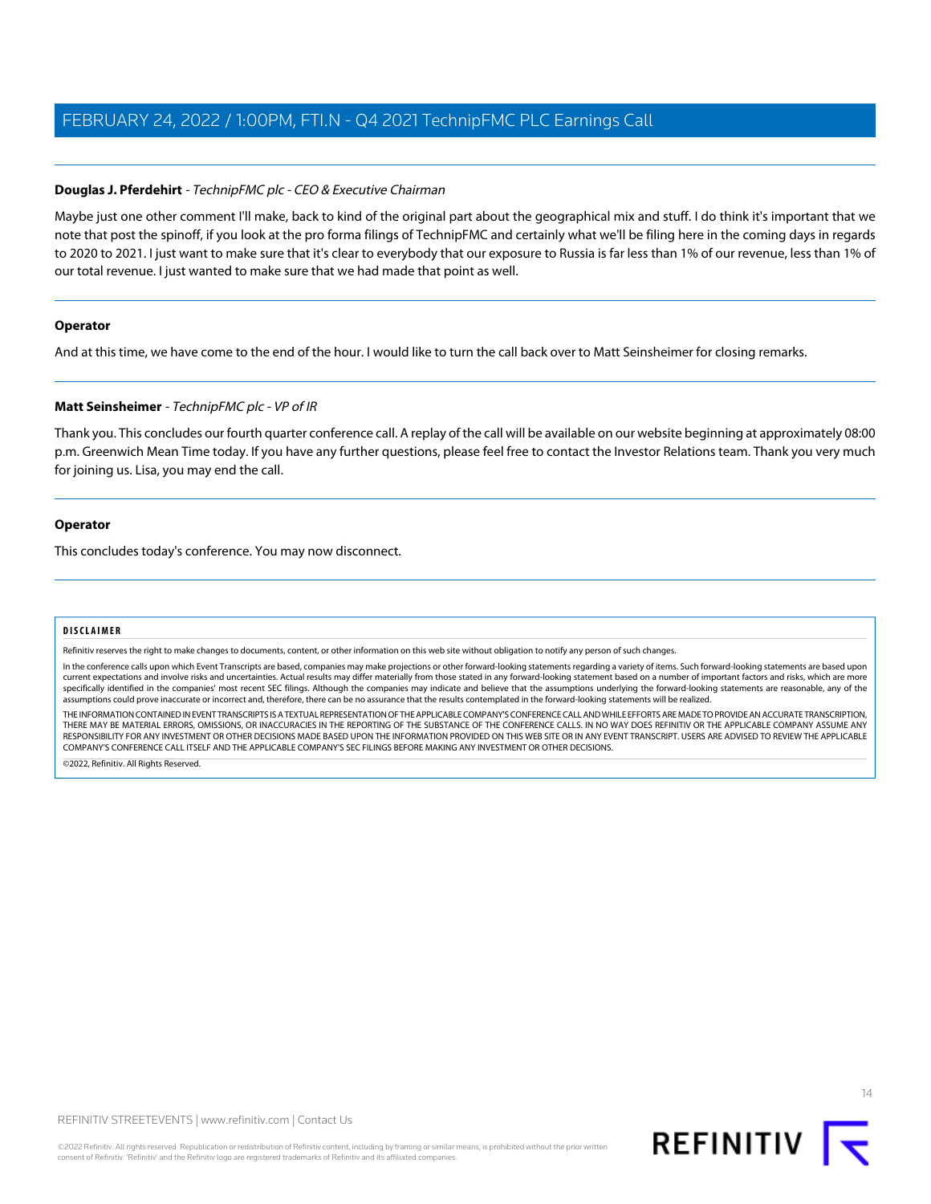**Douglas J. Pferdehirt** - *TechnipFMC plc - CEO & Executive Chairman*

Maybe just one other comment I'll make, back to kind of the original part about the geographical mix and stuff. I do think it's important that we note that post the spinoff, if you look at the pro forma filings of TechnipFMC and certainly what we'll be filing here in the coming days in regards to 2020 to 2021. I just want to make sure that it's clear to everybody that our exposure to Russia is far less than 1% of our revenue, less than 1% of our total revenue. I just wanted to make sure that we had made that point as well.

---

**Operator**

And at this time, we have come to the end of the hour. I would like to turn the call back over to Matt Seinsheimer for closing remarks.

---

**Matt Seinsheimer** - *TechnipFMC plc - VP of IR*

Thank you. This concludes our fourth quarter conference call. A replay of the call will be available on our website beginning at approximately 08:00 p.m. Greenwich Mean Time today. If you have any further questions, please feel free to contact the Investor Relations team. Thank you very much for joining us. Lisa, you may end the call.

---

**Operator**

This concludes today's conference. You may now disconnect.

---

**DISCLAIMER**

Refinitiv reserves the right to make changes to documents, content, or other information on this web site without obligation to notify any person of such changes.

In the conference calls upon which Event Transcripts are based, companies may make projections or other forward-looking statements regarding a variety of items. Such forward-looking statements are based upon current expectations and involve risks and uncertainties. Actual results may differ materially from those stated in any forward-looking statement based on a number of important factors and risks, which are more specifically identified in the companies' most recent SEC filings. Although the companies may indicate and believe that the assumptions underlying the forward-looking statements are reasonable, any of the assumptions could prove inaccurate or incorrect and, therefore, there can be no assurance that the results contemplated in the forward-looking statements will be realized.

THE INFORMATION CONTAINED IN EVENT TRANSCRIPTS IS A TEXTUAL REPRESENTATION OF THE APPLICABLE COMPANY'S CONFERENCE CALL AND WHILE EFFORTS ARE MADE TO PROVIDE AN ACCURATE TRANSCRIPTION, THERE MAY BE MATERIAL ERRORS, OMISSIONS, OR INACCURACIES IN THE REPORTING OF THE SUBSTANCE OF THE CONFERENCE CALLS. IN NO WAY DOES REFINITIV OR THE APPLICABLE COMPANY ASSUME ANY RESPONSIBILITY FOR ANY INVESTMENT OR OTHER DECISIONS MADE BASED UPON THE INFORMATION PROVIDED ON THIS WEB SITE OR IN ANY EVENT TRANSCRIPT. USERS ARE ADVISED TO REVIEW THE APPLICABLE COMPANY'S CONFERENCE CALL ITSELF AND THE APPLICABLE COMPANY'S SEC FILINGS BEFORE MAKING ANY INVESTMENT OR OTHER DECISIONS.

©2022, Refinitiv. All Rights Reserved.